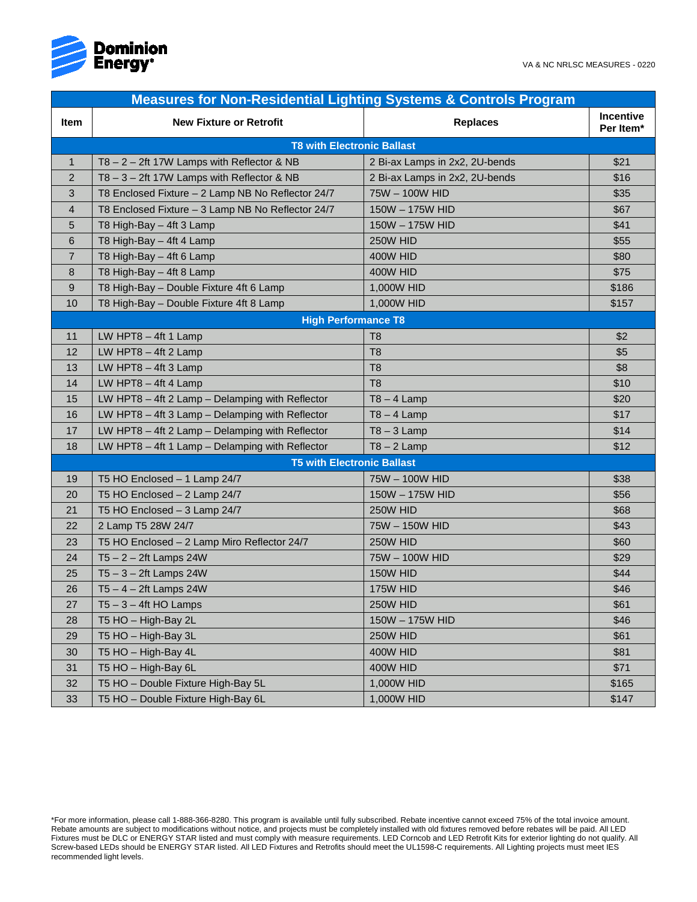VA & NC NRLSC MEASURES - 0220

# Measures for Non-Residential Lighting Systems & Controls Program

| Item | New Fixture or Retrofit | Replaces | Incentive Per Item* |
|---|---|---|---|
| **T8 with Electronic Ballast** | | | |
| 1 | T8 – 2 – 2ft 17W Lamps with Reflector & NB | 2 Bi-ax Lamps in 2x2, 2U-bends | $21 |
| 2 | T8 – 3 – 2ft 17W Lamps with Reflector & NB | 2 Bi-ax Lamps in 2x2, 2U-bends | $16 |
| 3 | T8 Enclosed Fixture – 2 Lamp NB No Reflector 24/7 | 75W – 100W HID | $35 |
| 4 | T8 Enclosed Fixture – 3 Lamp NB No Reflector 24/7 | 150W – 175W HID | $67 |
| 5 | T8 High-Bay – 4ft 3 Lamp | 150W – 175W HID | $41 |
| 6 | T8 High-Bay – 4ft 4 Lamp | 250W HID | $55 |
| 7 | T8 High-Bay – 4ft 6 Lamp | 400W HID | $80 |
| 8 | T8 High-Bay – 4ft 8 Lamp | 400W HID | $75 |
| 9 | T8 High-Bay – Double Fixture 4ft 6 Lamp | 1,000W HID | $186 |
| 10 | T8 High-Bay – Double Fixture 4ft 8 Lamp | 1,000W HID | $157 |
| **High Performance T8** | | | |
| 11 | LW HPT8 – 4ft 1 Lamp | T8 | $2 |
| 12 | LW HPT8 – 4ft 2 Lamp | T8 | $5 |
| 13 | LW HPT8 – 4ft 3 Lamp | T8 | $8 |
| 14 | LW HPT8 – 4ft 4 Lamp | T8 | $10 |
| 15 | LW HPT8 – 4ft 2 Lamp – Delamping with Reflector | T8 – 4 Lamp | $20 |
| 16 | LW HPT8 – 4ft 3 Lamp – Delamping with Reflector | T8 – 4 Lamp | $17 |
| 17 | LW HPT8 – 4ft 2 Lamp – Delamping with Reflector | T8 – 3 Lamp | $14 |
| 18 | LW HPT8 – 4ft 1 Lamp – Delamping with Reflector | T8 – 2 Lamp | $12 |
| **T5 with Electronic Ballast** | | | |
| 19 | T5 HO Enclosed – 1 Lamp 24/7 | 75W – 100W HID | $38 |
| 20 | T5 HO Enclosed – 2 Lamp 24/7 | 150W – 175W HID | $56 |
| 21 | T5 HO Enclosed – 3 Lamp 24/7 | 250W HID | $68 |
| 22 | 2 Lamp T5 28W 24/7 | 75W – 150W HID | $43 |
| 23 | T5 HO Enclosed – 2 Lamp Miro Reflector 24/7 | 250W HID | $60 |
| 24 | T5 – 2 – 2ft Lamps 24W | 75W – 100W HID | $29 |
| 25 | T5 – 3 – 2ft Lamps 24W | 150W HID | $44 |
| 26 | T5 – 4 – 2ft Lamps 24W | 175W HID | $46 |
| 27 | T5 – 3 – 4ft HO Lamps | 250W HID | $61 |
| 28 | T5 HO – High-Bay 2L | 150W – 175W HID | $46 |
| 29 | T5 HO – High-Bay 3L | 250W HID | $61 |
| 30 | T5 HO – High-Bay 4L | 400W HID | $81 |
| 31 | T5 HO – High-Bay 6L | 400W HID | $71 |
| 32 | T5 HO – Double Fixture High-Bay 5L | 1,000W HID | $165 |
| 33 | T5 HO – Double Fixture High-Bay 6L | 1,000W HID | $147 |

*For more information, please call 1-888-366-8280. This program is available until fully subscribed. Rebate incentive cannot exceed 75% of the total invoice amount. Rebate amounts are subject to modifications without notice, and projects must be completely installed with old fixtures removed before rebates will be paid. All LED Fixtures must be DLC or ENERGY STAR listed and must comply with measure requirements. LED Corncob and LED Retrofit Kits for exterior lighting do not qualify. All Screw-based LEDs should be ENERGY STAR listed. All LED Fixtures and Retrofits should meet the UL1598-C requirements. All Lighting projects must meet IES recommended light levels.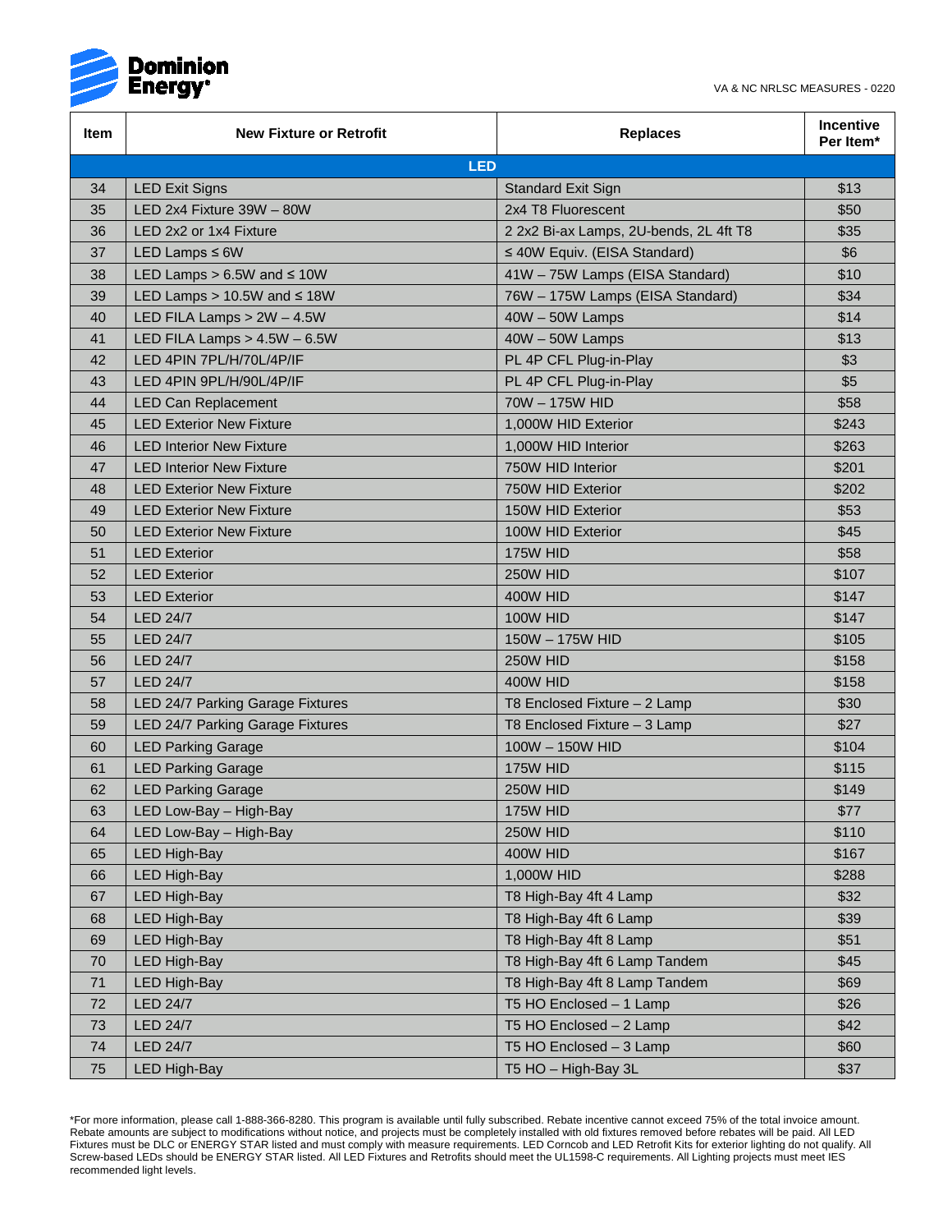| Item | New Fixture or Retrofit | Replaces | Incentive Per Item* |
|---|---|---|---|
| **LED** | | | |
| 34 | LED Exit Signs | Standard Exit Sign | $13 |
| 35 | LED 2x4 Fixture 39W – 80W | 2x4 T8 Fluorescent | $50 |
| 36 | LED 2x2 or 1x4 Fixture | 2 2x2 Bi-ax Lamps, 2U-bends, 2L 4ft T8 | $35 |
| 37 | LED Lamps ≤ 6W | ≤ 40W Equiv. (EISA Standard) | $6 |
| 38 | LED Lamps > 6.5W and ≤ 10W | 41W – 75W Lamps (EISA Standard) | $10 |
| 39 | LED Lamps > 10.5W and ≤ 18W | 76W – 175W Lamps (EISA Standard) | $34 |
| 40 | LED FILA Lamps > 2W – 4.5W | 40W – 50W Lamps | $14 |
| 41 | LED FILA Lamps > 4.5W – 6.5W | 40W – 50W Lamps | $13 |
| 42 | LED 4PIN 7PL/H/70L/4P/IF | PL 4P CFL Plug-in-Play | $3 |
| 43 | LED 4PIN 9PL/H/90L/4P/IF | PL 4P CFL Plug-in-Play | $5 |
| 44 | LED Can Replacement | 70W – 175W HID | $58 |
| 45 | LED Exterior New Fixture | 1,000W HID Exterior | $243 |
| 46 | LED Interior New Fixture | 1,000W HID Interior | $263 |
| 47 | LED Interior New Fixture | 750W HID Interior | $201 |
| 48 | LED Exterior New Fixture | 750W HID Exterior | $202 |
| 49 | LED Exterior New Fixture | 150W HID Exterior | $53 |
| 50 | LED Exterior New Fixture | 100W HID Exterior | $45 |
| 51 | LED Exterior | 175W HID | $58 |
| 52 | LED Exterior | 250W HID | $107 |
| 53 | LED Exterior | 400W HID | $147 |
| 54 | LED 24/7 | 100W HID | $147 |
| 55 | LED 24/7 | 150W – 175W HID | $105 |
| 56 | LED 24/7 | 250W HID | $158 |
| 57 | LED 24/7 | 400W HID | $158 |
| 58 | LED 24/7 Parking Garage Fixtures | T8 Enclosed Fixture – 2 Lamp | $30 |
| 59 | LED 24/7 Parking Garage Fixtures | T8 Enclosed Fixture – 3 Lamp | $27 |
| 60 | LED Parking Garage | 100W – 150W HID | $104 |
| 61 | LED Parking Garage | 175W HID | $115 |
| 62 | LED Parking Garage | 250W HID | $149 |
| 63 | LED Low-Bay – High-Bay | 175W HID | $77 |
| 64 | LED Low-Bay – High-Bay | 250W HID | $110 |
| 65 | LED High-Bay | 400W HID | $167 |
| 66 | LED High-Bay | 1,000W HID | $288 |
| 67 | LED High-Bay | T8 High-Bay 4ft 4 Lamp | $32 |
| 68 | LED High-Bay | T8 High-Bay 4ft 6 Lamp | $39 |
| 69 | LED High-Bay | T8 High-Bay 4ft 8 Lamp | $51 |
| 70 | LED High-Bay | T8 High-Bay 4ft 6 Lamp Tandem | $45 |
| 71 | LED High-Bay | T8 High-Bay 4ft 8 Lamp Tandem | $69 |
| 72 | LED 24/7 | T5 HO Enclosed – 1 Lamp | $26 |
| 73 | LED 24/7 | T5 HO Enclosed – 2 Lamp | $42 |
| 74 | LED 24/7 | T5 HO Enclosed – 3 Lamp | $60 |
| 75 | LED High-Bay | T5 HO – High-Bay 3L | $37 |

*For more information, please call 1-888-366-8280. This program is available until fully subscribed. Rebate incentive cannot exceed 75% of the total invoice amount. Rebate amounts are subject to modifications without notice, and projects must be completely installed with old fixtures removed before rebates will be paid. All LED Fixtures must be DLC or ENERGY STAR listed and must comply with measure requirements. LED Corncob and LED Retrofit Kits for exterior lighting do not qualify. All Screw-based LEDs should be ENERGY STAR listed. All LED Fixtures and Retrofits should meet the UL1598-C requirements. All Lighting projects must meet IES recommended light levels.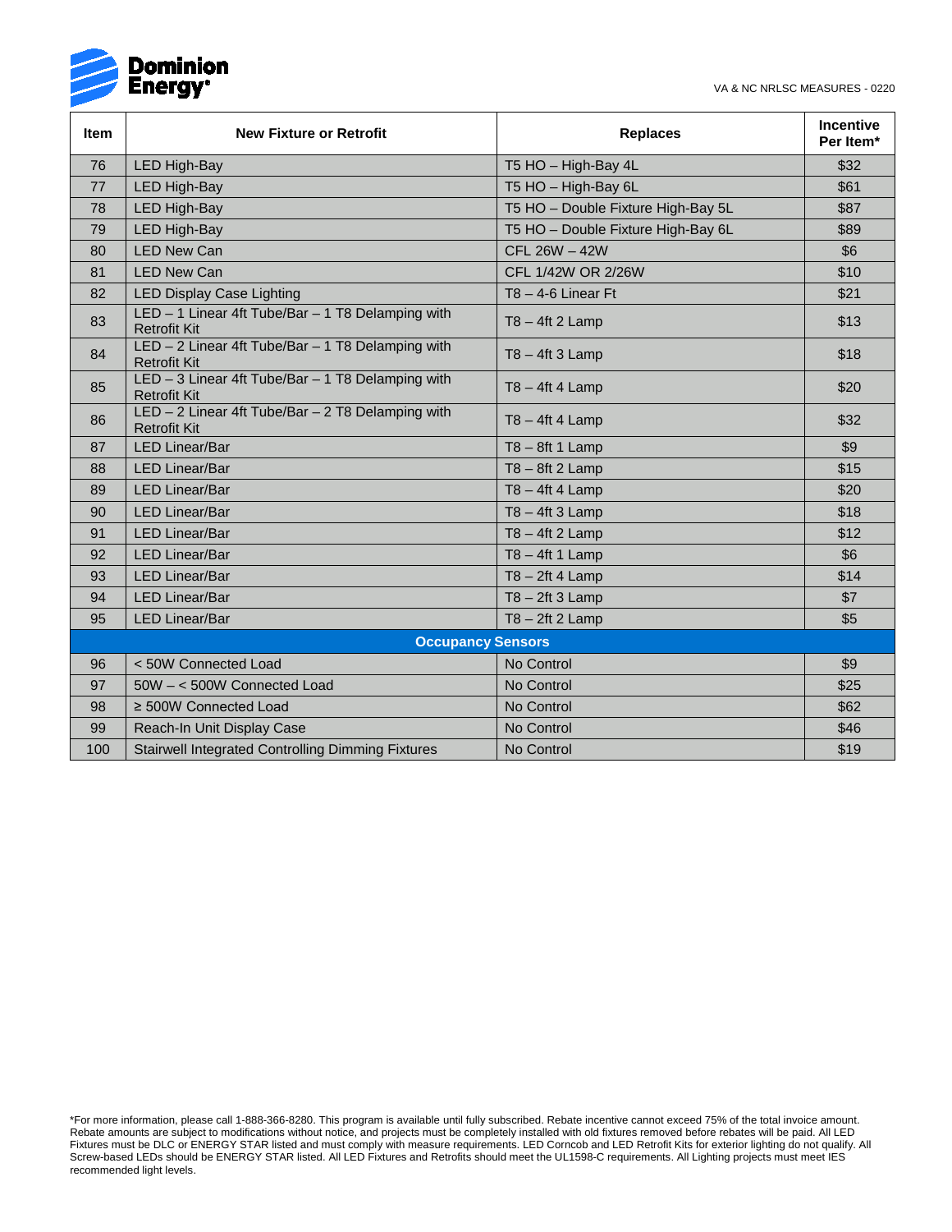| Item | New Fixture or Retrofit | Replaces | Incentive Per Item* |
| --- | --- | --- | --- |
| 76 | LED High-Bay | T5 HO – High-Bay 4L | $32 |
| 77 | LED High-Bay | T5 HO – High-Bay 6L | $61 |
| 78 | LED High-Bay | T5 HO – Double Fixture High-Bay 5L | $87 |
| 79 | LED High-Bay | T5 HO – Double Fixture High-Bay 6L | $89 |
| 80 | LED New Can | CFL 26W – 42W | $6 |
| 81 | LED New Can | CFL 1/42W OR 2/26W | $10 |
| 82 | LED Display Case Lighting | T8 – 4-6 Linear Ft | $21 |
| 83 | LED – 1 Linear 4ft Tube/Bar – 1 T8 Delamping with Retrofit Kit | T8 – 4ft 2 Lamp | $13 |
| 84 | LED – 2 Linear 4ft Tube/Bar – 1 T8 Delamping with Retrofit Kit | T8 – 4ft 3 Lamp | $18 |
| 85 | LED – 3 Linear 4ft Tube/Bar – 1 T8 Delamping with Retrofit Kit | T8 – 4ft 4 Lamp | $20 |
| 86 | LED – 2 Linear 4ft Tube/Bar – 2 T8 Delamping with Retrofit Kit | T8 – 4ft 4 Lamp | $32 |
| 87 | LED Linear/Bar | T8 – 8ft 1 Lamp | $9 |
| 88 | LED Linear/Bar | T8 – 8ft 2 Lamp | $15 |
| 89 | LED Linear/Bar | T8 – 4ft 4 Lamp | $20 |
| 90 | LED Linear/Bar | T8 – 4ft 3 Lamp | $18 |
| 91 | LED Linear/Bar | T8 – 4ft 2 Lamp | $12 |
| 92 | LED Linear/Bar | T8 – 4ft 1 Lamp | $6 |
| 93 | LED Linear/Bar | T8 – 2ft 4 Lamp | $14 |
| 94 | LED Linear/Bar | T8 – 2ft 3 Lamp | $7 |
| 95 | LED Linear/Bar | T8 – 2ft 2 Lamp | $5 |
| **Occupancy Sensors** | | | |
| 96 | < 50W Connected Load | No Control | $9 |
| 97 | 50W – < 500W Connected Load | No Control | $25 |
| 98 | ≥ 500W Connected Load | No Control | $62 |
| 99 | Reach-In Unit Display Case | No Control | $46 |
| 100 | Stairwell Integrated Controlling Dimming Fixtures | No Control | $19 |

*For more information, please call 1-888-366-8280. This program is available until fully subscribed. Rebate incentive cannot exceed 75% of the total invoice amount. Rebate amounts are subject to modifications without notice, and projects must be completely installed with old fixtures removed before rebates will be paid. All LED Fixtures must be DLC or ENERGY STAR listed and must comply with measure requirements. LED Corncob and LED Retrofit Kits for exterior lighting do not qualify. All Screw-based LEDs should be ENERGY STAR listed. All LED Fixtures and Retrofits should meet the UL1598-C requirements. All Lighting projects must meet IES recommended light levels.